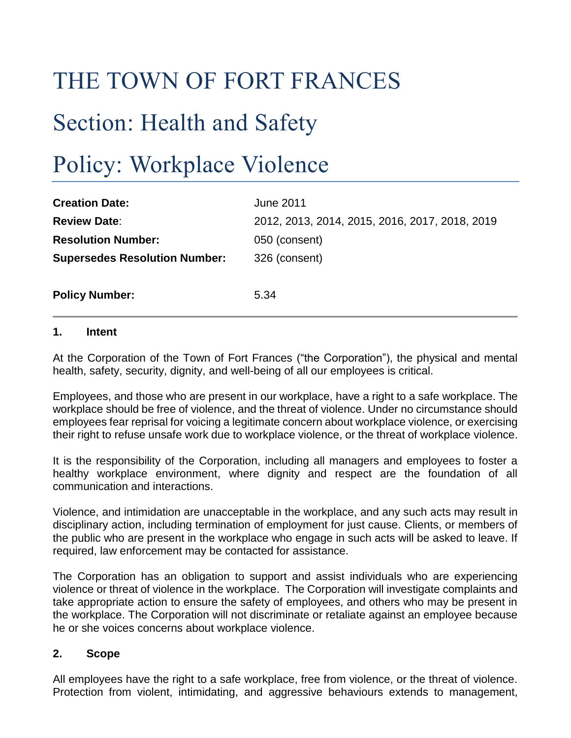# THE TOWN OF FORT FRANCES

# Section: Health and Safety

# Policy: Workplace Violence

| | |
|---|---|
| **Creation Date:** | June 2011 |
| **Review Date**: | 2012, 2013, 2014, 2015, 2016, 2017, 2018, 2019 |
| **Resolution Number:** | 050 (consent) |
| **Supersedes Resolution Number:** | 326 (consent) |
| **Policy Number:** | 5.34 |

## 1. Intent

At the Corporation of the Town of Fort Frances ("the Corporation"), the physical and mental health, safety, security, dignity, and well-being of all our employees is critical.

Employees, and those who are present in our workplace, have a right to a safe workplace. The workplace should be free of violence, and the threat of violence. Under no circumstance should employees fear reprisal for voicing a legitimate concern about workplace violence, or exercising their right to refuse unsafe work due to workplace violence, or the threat of workplace violence.

It is the responsibility of the Corporation, including all managers and employees to foster a healthy workplace environment, where dignity and respect are the foundation of all communication and interactions.

Violence, and intimidation are unacceptable in the workplace, and any such acts may result in disciplinary action, including termination of employment for just cause. Clients, or members of the public who are present in the workplace who engage in such acts will be asked to leave. If required, law enforcement may be contacted for assistance.

The Corporation has an obligation to support and assist individuals who are experiencing violence or threat of violence in the workplace. The Corporation will investigate complaints and take appropriate action to ensure the safety of employees, and others who may be present in the workplace. The Corporation will not discriminate or retaliate against an employee because he or she voices concerns about workplace violence.

## 2. Scope

All employees have the right to a safe workplace, free from violence, or the threat of violence. Protection from violent, intimidating, and aggressive behaviours extends to management,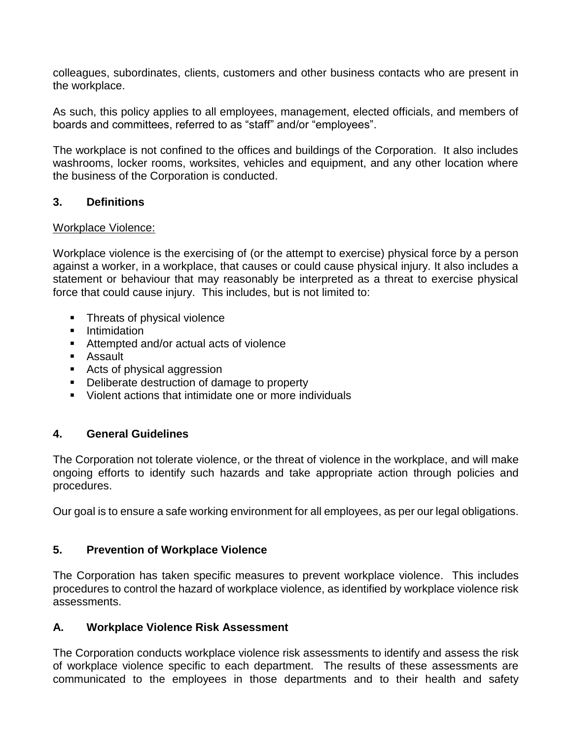colleagues, subordinates, clients, customers and other business contacts who are present in the workplace.

As such, this policy applies to all employees, management, elected officials, and members of boards and committees, referred to as "staff" and/or "employees".

The workplace is not confined to the offices and buildings of the Corporation. It also includes washrooms, locker rooms, worksites, vehicles and equipment, and any other location where the business of the Corporation is conducted.

## 3. Definitions

Workplace Violence:

Workplace violence is the exercising of (or the attempt to exercise) physical force by a person against a worker, in a workplace, that causes or could cause physical injury. It also includes a statement or behaviour that may reasonably be interpreted as a threat to exercise physical force that could cause injury. This includes, but is not limited to:

- Threats of physical violence
- Intimidation
- Attempted and/or actual acts of violence
- Assault
- Acts of physical aggression
- Deliberate destruction of damage to property
- Violent actions that intimidate one or more individuals

## 4. General Guidelines

The Corporation not tolerate violence, or the threat of violence in the workplace, and will make ongoing efforts to identify such hazards and take appropriate action through policies and procedures.

Our goal is to ensure a safe working environment for all employees, as per our legal obligations.

## 5. Prevention of Workplace Violence

The Corporation has taken specific measures to prevent workplace violence. This includes procedures to control the hazard of workplace violence, as identified by workplace violence risk assessments.

### A. Workplace Violence Risk Assessment

The Corporation conducts workplace violence risk assessments to identify and assess the risk of workplace violence specific to each department. The results of these assessments are communicated to the employees in those departments and to their health and safety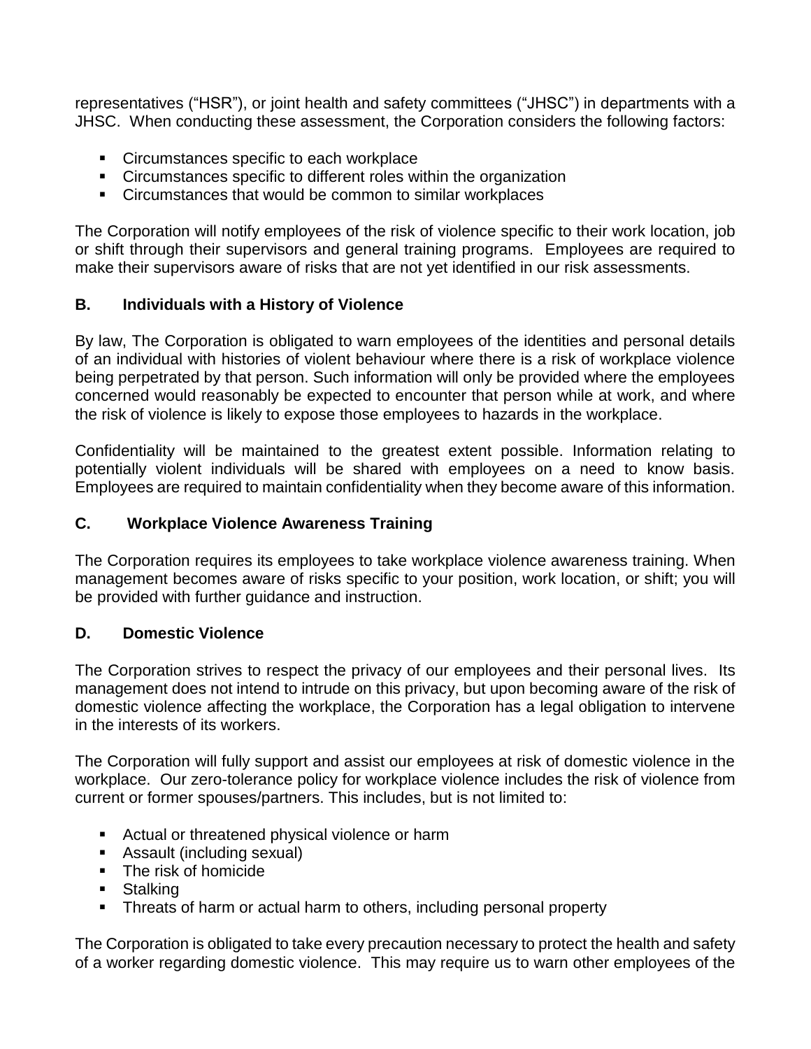representatives ("HSR"), or joint health and safety committees ("JHSC") in departments with a JHSC. When conducting these assessment, the Corporation considers the following factors:

- Circumstances specific to each workplace
- Circumstances specific to different roles within the organization
- Circumstances that would be common to similar workplaces

The Corporation will notify employees of the risk of violence specific to their work location, job or shift through their supervisors and general training programs. Employees are required to make their supervisors aware of risks that are not yet identified in our risk assessments.

### B. Individuals with a History of Violence

By law, The Corporation is obligated to warn employees of the identities and personal details of an individual with histories of violent behaviour where there is a risk of workplace violence being perpetrated by that person. Such information will only be provided where the employees concerned would reasonably be expected to encounter that person while at work, and where the risk of violence is likely to expose those employees to hazards in the workplace.

Confidentiality will be maintained to the greatest extent possible. Information relating to potentially violent individuals will be shared with employees on a need to know basis. Employees are required to maintain confidentiality when they become aware of this information.

### C. Workplace Violence Awareness Training

The Corporation requires its employees to take workplace violence awareness training. When management becomes aware of risks specific to your position, work location, or shift; you will be provided with further guidance and instruction.

### D. Domestic Violence

The Corporation strives to respect the privacy of our employees and their personal lives. Its management does not intend to intrude on this privacy, but upon becoming aware of the risk of domestic violence affecting the workplace, the Corporation has a legal obligation to intervene in the interests of its workers.

The Corporation will fully support and assist our employees at risk of domestic violence in the workplace. Our zero-tolerance policy for workplace violence includes the risk of violence from current or former spouses/partners. This includes, but is not limited to:

- Actual or threatened physical violence or harm
- Assault (including sexual)
- The risk of homicide
- Stalking
- Threats of harm or actual harm to others, including personal property

The Corporation is obligated to take every precaution necessary to protect the health and safety of a worker regarding domestic violence. This may require us to warn other employees of the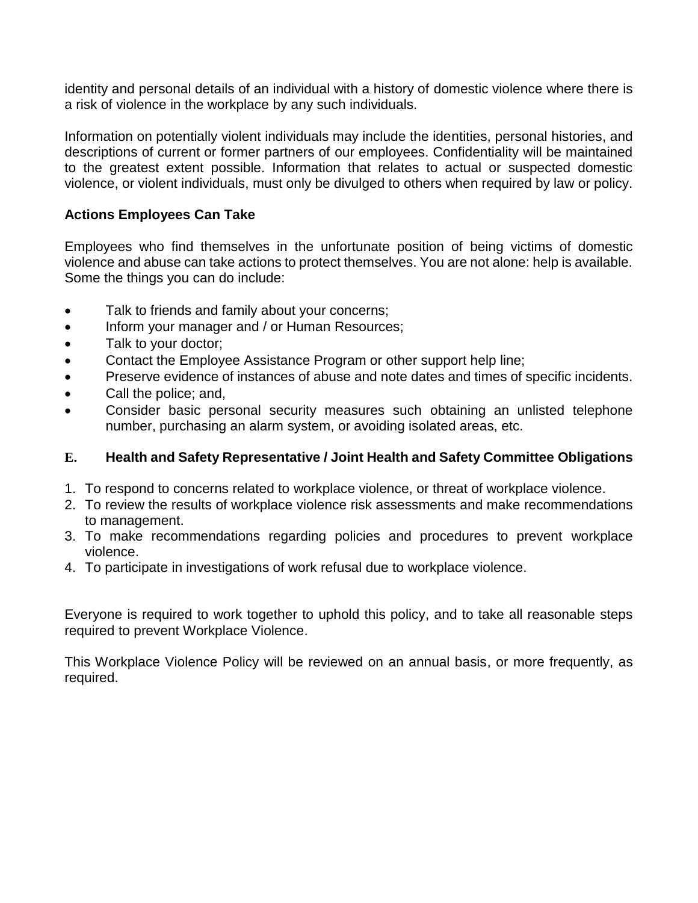identity and personal details of an individual with a history of domestic violence where there is a risk of violence in the workplace by any such individuals.

Information on potentially violent individuals may include the identities, personal histories, and descriptions of current or former partners of our employees. Confidentiality will be maintained to the greatest extent possible. Information that relates to actual or suspected domestic violence, or violent individuals, must only be divulged to others when required by law or policy.

**Actions Employees Can Take**

Employees who find themselves in the unfortunate position of being victims of domestic violence and abuse can take actions to protect themselves. You are not alone: help is available. Some the things you can do include:

- Talk to friends and family about your concerns;
- Inform your manager and / or Human Resources;
- Talk to your doctor;
- Contact the Employee Assistance Program or other support help line;
- Preserve evidence of instances of abuse and note dates and times of specific incidents.
- Call the police; and,
- Consider basic personal security measures such obtaining an unlisted telephone number, purchasing an alarm system, or avoiding isolated areas, etc.

## E. Health and Safety Representative / Joint Health and Safety Committee Obligations

1. To respond to concerns related to workplace violence, or threat of workplace violence.
2. To review the results of workplace violence risk assessments and make recommendations to management.
3. To make recommendations regarding policies and procedures to prevent workplace violence.
4. To participate in investigations of work refusal due to workplace violence.

Everyone is required to work together to uphold this policy, and to take all reasonable steps required to prevent Workplace Violence.

This Workplace Violence Policy will be reviewed on an annual basis, or more frequently, as required.